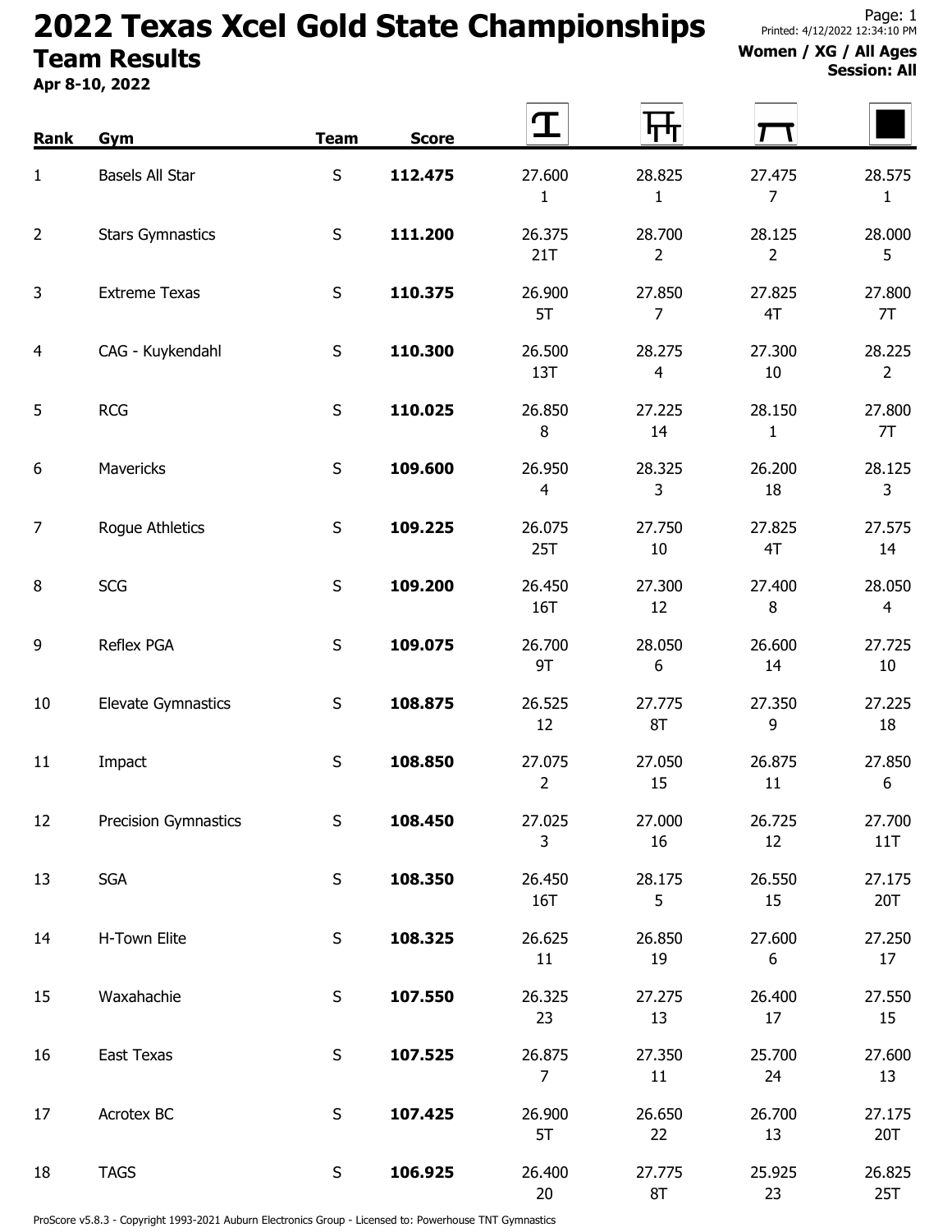# 2022 Texas Xcel Gold State Championships

## Team Results

**Apr 8-10, 2022**

Printed: 4/12/2022 12:34:10 PM

**Women / XG / All Ages**
**Session: All**

| Rank | Gym | Team | Score | Vault | Bars | Beam | Floor |
|---|---|---|---|---|---|---|---|
| 1 | Basels All Star | S | **112.475** | 27.600<br>1 | 28.825<br>1 | 27.475<br>7 | 28.575<br>1 |
| 2 | Stars Gymnastics | S | **111.200** | 26.375<br>21T | 28.700<br>2 | 28.125<br>2 | 28.000<br>5 |
| 3 | Extreme Texas | S | **110.375** | 26.900<br>5T | 27.850<br>7 | 27.825<br>4T | 27.800<br>7T |
| 4 | CAG - Kuykendahl | S | **110.300** | 26.500<br>13T | 28.275<br>4 | 27.300<br>10 | 28.225<br>2 |
| 5 | RCG | S | **110.025** | 26.850<br>8 | 27.225<br>14 | 28.150<br>1 | 27.800<br>7T |
| 6 | Mavericks | S | **109.600** | 26.950<br>4 | 28.325<br>3 | 26.200<br>18 | 28.125<br>3 |
| 7 | Rogue Athletics | S | **109.225** | 26.075<br>25T | 27.750<br>10 | 27.825<br>4T | 27.575<br>14 |
| 8 | SCG | S | **109.200** | 26.450<br>16T | 27.300<br>12 | 27.400<br>8 | 28.050<br>4 |
| 9 | Reflex PGA | S | **109.075** | 26.700<br>9T | 28.050<br>6 | 26.600<br>14 | 27.725<br>10 |
| 10 | Elevate Gymnastics | S | **108.875** | 26.525<br>12 | 27.775<br>8T | 27.350<br>9 | 27.225<br>18 |
| 11 | Impact | S | **108.850** | 27.075<br>2 | 27.050<br>15 | 26.875<br>11 | 27.850<br>6 |
| 12 | Precision Gymnastics | S | **108.450** | 27.025<br>3 | 27.000<br>16 | 26.725<br>12 | 27.700<br>11T |
| 13 | SGA | S | **108.350** | 26.450<br>16T | 28.175<br>5 | 26.550<br>15 | 27.175<br>20T |
| 14 | H-Town Elite | S | **108.325** | 26.625<br>11 | 26.850<br>19 | 27.600<br>6 | 27.250<br>17 |
| 15 | Waxahachie | S | **107.550** | 26.325<br>23 | 27.275<br>13 | 26.400<br>17 | 27.550<br>15 |
| 16 | East Texas | S | **107.525** | 26.875<br>7 | 27.350<br>11 | 25.700<br>24 | 27.600<br>13 |
| 17 | Acrotex BC | S | **107.425** | 26.900<br>5T | 26.650<br>22 | 26.700<br>13 | 27.175<br>20T |
| 18 | TAGS | S | **106.925** | 26.400<br>20 | 27.775<br>8T | 25.925<br>23 | 26.825<br>25T |

ProScore v5.8.3 - Copyright 1993-2021 Auburn Electronics Group - Licensed to: Powerhouse TNT Gymnastics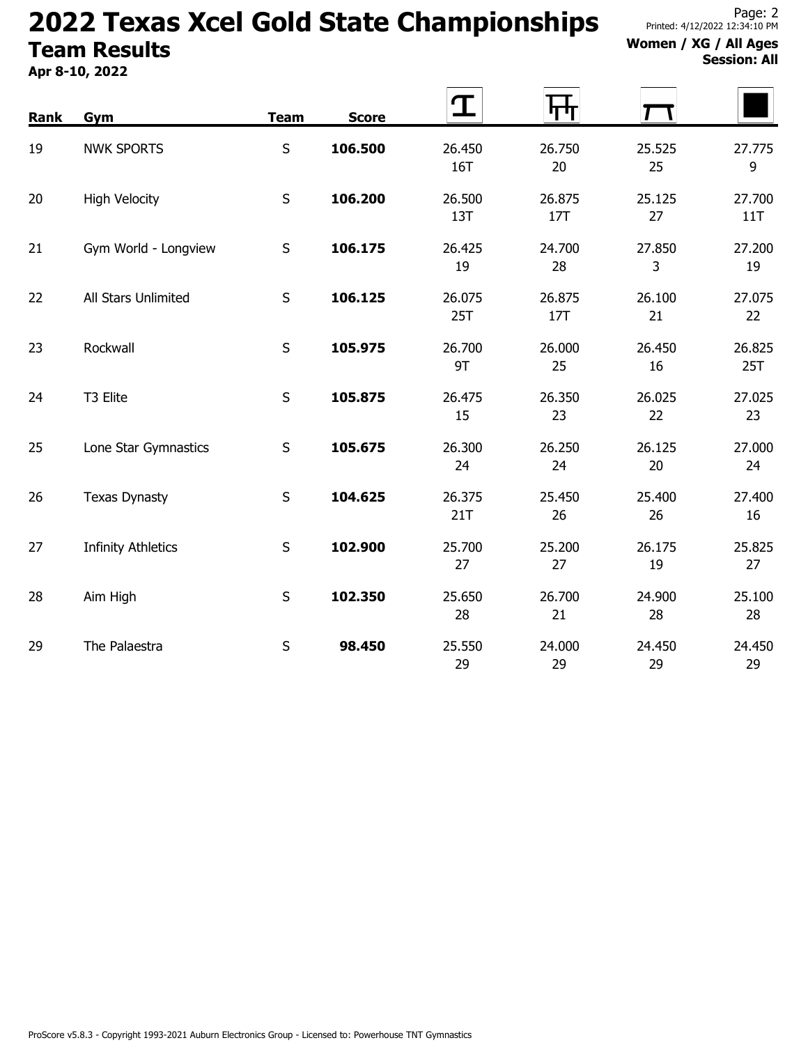# 2022 Texas Xcel Gold State Championships

## Team Results

**Apr 8-10, 2022**

**Women / XG / All Ages**
**Session: All**

| Rank | Gym | Team | Score | Vault | Bars | Beam | Floor |
|---|---|---|---|---|---|---|---|
| 19 | NWK SPORTS | S | **106.500** | 26.450<br>16T | 26.750<br>20 | 25.525<br>25 | 27.775<br>9 |
| 20 | High Velocity | S | **106.200** | 26.500<br>13T | 26.875<br>17T | 25.125<br>27 | 27.700<br>11T |
| 21 | Gym World - Longview | S | **106.175** | 26.425<br>19 | 24.700<br>28 | 27.850<br>3 | 27.200<br>19 |
| 22 | All Stars Unlimited | S | **106.125** | 26.075<br>25T | 26.875<br>17T | 26.100<br>21 | 27.075<br>22 |
| 23 | Rockwall | S | **105.975** | 26.700<br>9T | 26.000<br>25 | 26.450<br>16 | 26.825<br>25T |
| 24 | T3 Elite | S | **105.875** | 26.475<br>15 | 26.350<br>23 | 26.025<br>22 | 27.025<br>23 |
| 25 | Lone Star Gymnastics | S | **105.675** | 26.300<br>24 | 26.250<br>24 | 26.125<br>20 | 27.000<br>24 |
| 26 | Texas Dynasty | S | **104.625** | 26.375<br>21T | 25.450<br>26 | 25.400<br>26 | 27.400<br>16 |
| 27 | Infinity Athletics | S | **102.900** | 25.700<br>27 | 25.200<br>27 | 26.175<br>19 | 25.825<br>27 |
| 28 | Aim High | S | **102.350** | 25.650<br>28 | 26.700<br>21 | 24.900<br>28 | 25.100<br>28 |
| 29 | The Palaestra | S | **98.450** | 25.550<br>29 | 24.000<br>29 | 24.450<br>29 | 24.450<br>29 |

ProScore v5.8.3 - Copyright 1993-2021 Auburn Electronics Group - Licensed to: Powerhouse TNT Gymnastics